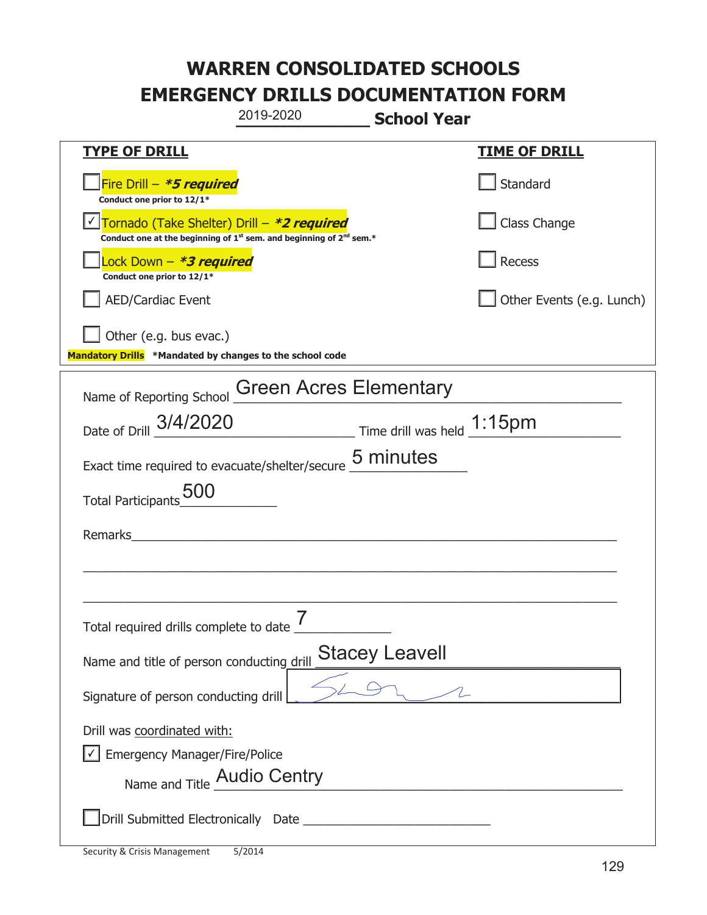# WARREN CONSOLIDATED SCHOOLS
# EMERGENCY DRILLS DOCUMENTATION FORM

2019-2020 **School Year**

**TYPE OF DRILL**

- ☐ Fire Drill – ***5 required**
  **Conduct one prior to 12/1***
- ☑ Tornado (Take Shelter) Drill – ***2 required**
  **Conduct one at the beginning of 1st sem. and beginning of 2nd sem.***
- ☐ Lock Down – ***3 required**
  **Conduct one prior to 12/1***
- ☐ AED/Cardiac Event
- ☐ Other (e.g. bus evac.)

**Mandatory Drills** ***Mandated by changes to the school code**

**TIME OF DRILL**

- ☐ Standard
- ☐ Class Change
- ☐ Recess
- ☐ Other Events (e.g. Lunch)

Name of Reporting School: Green Acres Elementary

Date of Drill: 3/4/2020 Time drill was held: 1:15pm

Exact time required to evacuate/shelter/secure: 5 minutes

Total Participants: 500

Remarks: ______________________________

Total required drills complete to date: 7

Name and title of person conducting drill: Stacey Leavell

Signature of person conducting drill: [signature]

Drill was coordinated with:

☑ Emergency Manager/Fire/Police

Name and Title: Audio Centry

☐ Drill Submitted Electronically Date: ______________

Security & Crisis Management 5/2014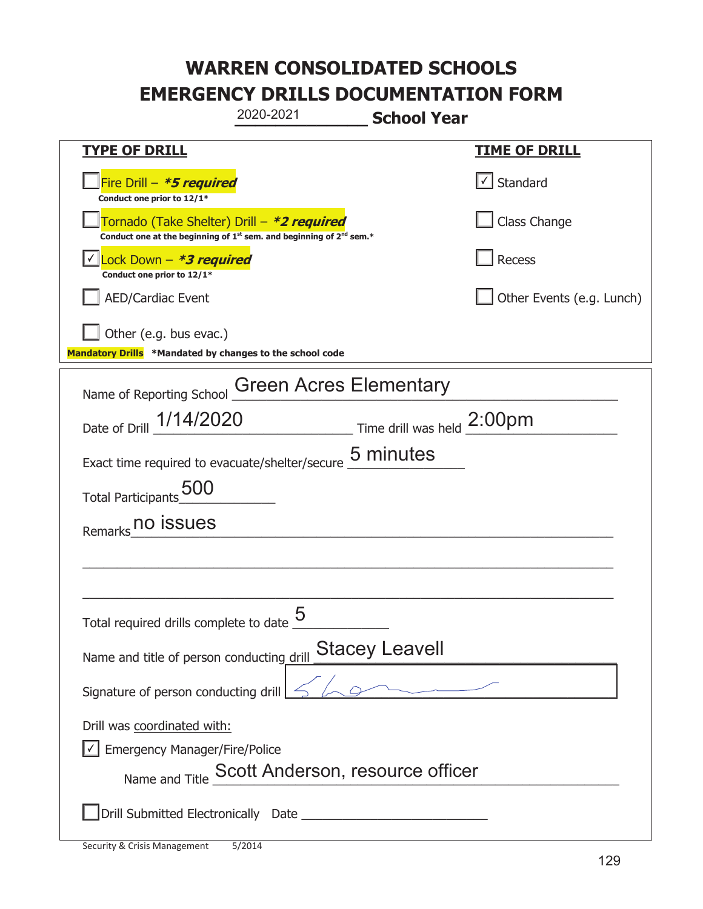# WARREN CONSOLIDATED SCHOOLS
# EMERGENCY DRILLS DOCUMENTATION FORM

2020-2021 **School Year**

| **TYPE OF DRILL** | **TIME OF DRILL** |
|---|---|
| ☐ Fire Drill – ***5 required***<br>**Conduct one prior to 12/1*** | ☑ Standard |
| ☐ Tornado (Take Shelter) Drill – ***2 required***<br>**Conduct one at the beginning of 1st sem. and beginning of 2nd sem.*** | ☐ Class Change |
| ☑ Lock Down – ***3 required***<br>**Conduct one prior to 12/1*** | ☐ Recess |
| ☐ AED/Cardiac Event | ☐ Other Events (e.g. Lunch) |
| ☐ Other (e.g. bus evac.) | |

**Mandatory Drills** ***Mandated by changes to the school code**

Name of Reporting School: Green Acres Elementary

Date of Drill: 1/14/2020 Time drill was held: 2:00pm

Exact time required to evacuate/shelter/secure: 5 minutes

Total Participants: 500

Remarks: no issues

Total required drills complete to date: 5

Name and title of person conducting drill: Stacey Leavell

Signature of person conducting drill: [signature]

Drill was coordinated with:

☑ Emergency Manager/Fire/Police

Name and Title: Scott Anderson, resource officer

☐ Drill Submitted Electronically Date ____________

Security & Crisis Management 5/2014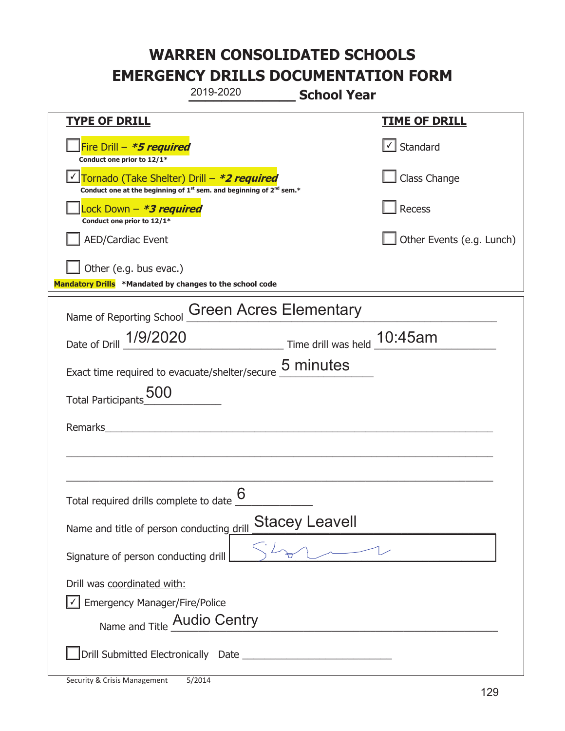# WARREN CONSOLIDATED SCHOOLS
# EMERGENCY DRILLS DOCUMENTATION FORM

2019-2020 **School Year**

| **TYPE OF DRILL** | **TIME OF DRILL** |
|---|---|
| ☐ Fire Drill – ***5 required*** Conduct one prior to 12/1* | ☑ Standard |
| ☑ Tornado (Take Shelter) Drill – ***2 required*** Conduct one at the beginning of 1st sem. and beginning of 2nd sem.* | ☐ Class Change |
| ☐ Lock Down – ***3 required*** Conduct one prior to 12/1* | ☐ Recess |
| ☐ AED/Cardiac Event | ☐ Other Events (e.g. Lunch) |
| ☐ Other (e.g. bus evac.) | |

**Mandatory Drills** ***Mandated by changes to the school code**

Name of Reporting School: Green Acres Elementary

Date of Drill: 1/9/2020 Time drill was held: 10:45am

Exact time required to evacuate/shelter/secure: 5 minutes

Total Participants: 500

Remarks: ______________________________

Total required drills complete to date: 6

Name and title of person conducting drill: Stacey Leavell

Signature of person conducting drill: [signature]

Drill was coordinated with:

☑ Emergency Manager/Fire/Police

Name and Title: Audio Centry

☐ Drill Submitted Electronically Date ______________

Security & Crisis Management 5/2014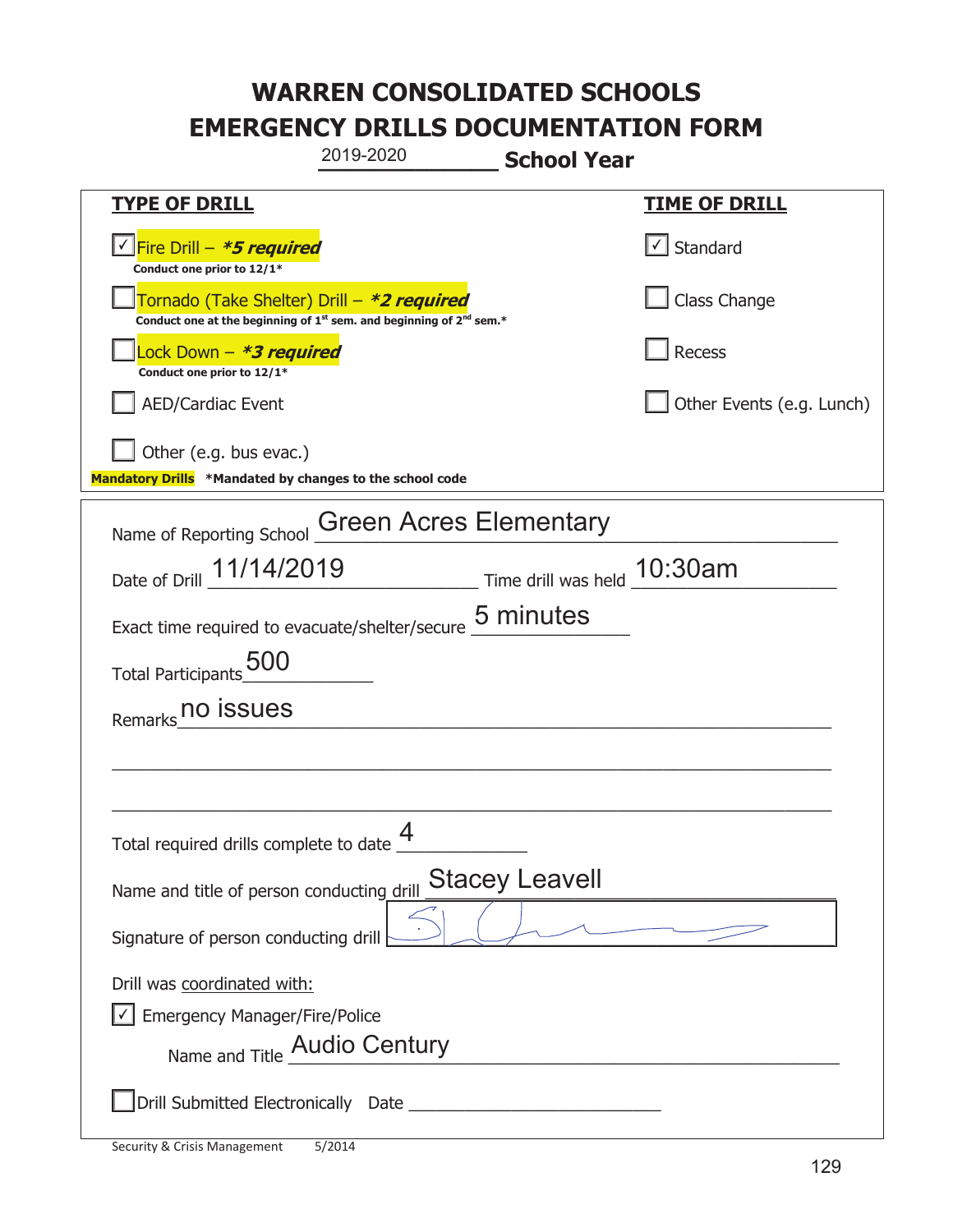# WARREN CONSOLIDATED SCHOOLS
# EMERGENCY DRILLS DOCUMENTATION FORM

2019-2020 **School Year**

| **TYPE OF DRILL** | **TIME OF DRILL** |
|---|---|
| ☑ Fire Drill – ***5 required*** <br> **Conduct one prior to 12/1*** | ☑ Standard |
| ☐ Tornado (Take Shelter) Drill – ***2 required*** <br> **Conduct one at the beginning of 1st sem. and beginning of 2nd sem.*** | ☐ Class Change |
| ☐ Lock Down – ***3 required*** <br> **Conduct one prior to 12/1*** | ☐ Recess |
| ☐ AED/Cardiac Event | ☐ Other Events (e.g. Lunch) |
| ☐ Other (e.g. bus evac.) | |

**Mandatory Drills** **\*Mandated by changes to the school code**

Name of Reporting School: Green Acres Elementary

Date of Drill: 11/14/2019 Time drill was held: 10:30am

Exact time required to evacuate/shelter/secure: 5 minutes

Total Participants: 500

Remarks: no issues

Total required drills complete to date: 4

Name and title of person conducting drill: Stacey Leavell

Signature of person conducting drill: [signature]

Drill was coordinated with:

☑ Emergency Manager/Fire/Police

Name and Title: Audio Century

☐ Drill Submitted Electronically Date ____________

Security & Crisis Management 5/2014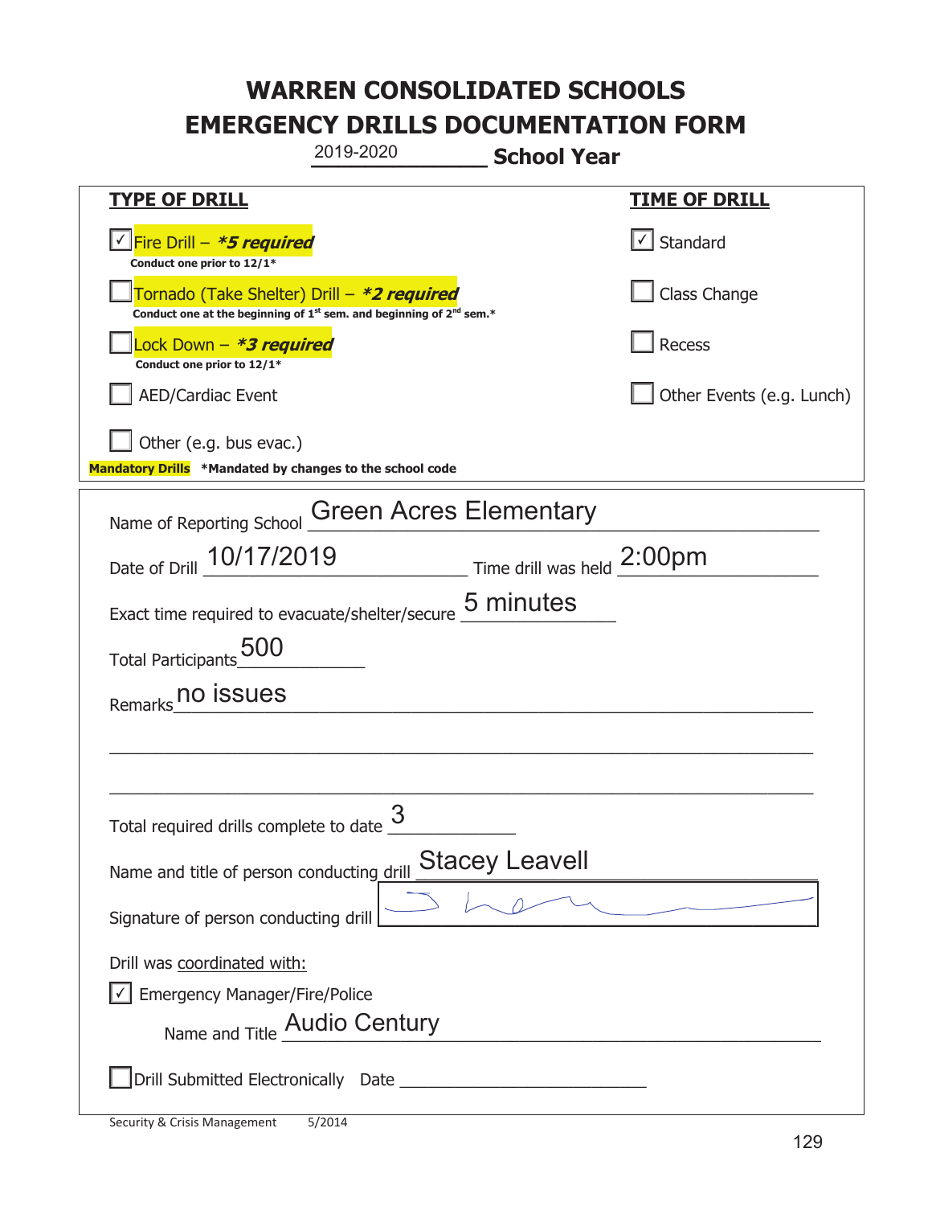# WARREN CONSOLIDATED SCHOOLS
# EMERGENCY DRILLS DOCUMENTATION FORM

2019-2020 **School Year**

| **TYPE OF DRILL** | **TIME OF DRILL** |
|---|---|
| ☑ Fire Drill – ***5 required** <br> **Conduct one prior to 12/1*** | ☑ Standard |
| ☐ Tornado (Take Shelter) Drill – ***2 required** <br> **Conduct one at the beginning of 1st sem. and beginning of 2nd sem.*** | ☐ Class Change |
| ☐ Lock Down – ***3 required** <br> **Conduct one prior to 12/1*** | ☐ Recess |
| ☐ AED/Cardiac Event | ☐ Other Events (e.g. Lunch) |
| ☐ Other (e.g. bus evac.) | |

**Mandatory Drills** ***Mandated by changes to the school code**

Name of Reporting School: Green Acres Elementary

Date of Drill: 10/17/2019 Time drill was held: 2:00pm

Exact time required to evacuate/shelter/secure: 5 minutes

Total Participants: 500

Remarks: no issues

Total required drills complete to date: 3

Name and title of person conducting drill: Stacey Leavell

Signature of person conducting drill: [signature]

Drill was coordinated with:

☑ Emergency Manager/Fire/Police

Name and Title: Audio Century

☐ Drill Submitted Electronically Date ____________

Security & Crisis Management 5/2014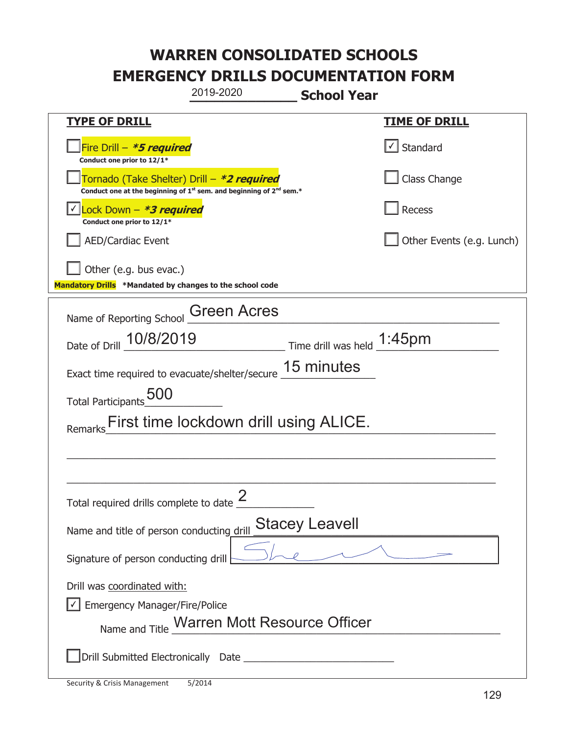# WARREN CONSOLIDATED SCHOOLS
# EMERGENCY DRILLS DOCUMENTATION FORM

2019-2020 **School Year**

| **TYPE OF DRILL** | **TIME OF DRILL** |
|---|---|
| ☐ Fire Drill – ***5 required**<br>**Conduct one prior to 12/1*** | ☑ Standard |
| ☐ Tornado (Take Shelter) Drill – ***2 required**<br>**Conduct one at the beginning of 1st sem. and beginning of 2nd sem.*** | ☐ Class Change |
| ☑ Lock Down – ***3 required**<br>**Conduct one prior to 12/1*** | ☐ Recess |
| ☐ AED/Cardiac Event | ☐ Other Events (e.g. Lunch) |
| ☐ Other (e.g. bus evac.) | |

**Mandatory Drills** ***Mandated by changes to the school code**

Name of Reporting School: Green Acres

Date of Drill: 10/8/2019 Time drill was held: 1:45pm

Exact time required to evacuate/shelter/secure: 15 minutes

Total Participants: 500

Remarks: First time lockdown drill using ALICE.

Total required drills complete to date: 2

Name and title of person conducting drill: Stacey Leavell

Signature of person conducting drill: [signature]

Drill was coordinated with:

☑ Emergency Manager/Fire/Police

Name and Title: Warren Mott Resource Officer

☐ Drill Submitted Electronically Date ______________

Security & Crisis Management 5/2014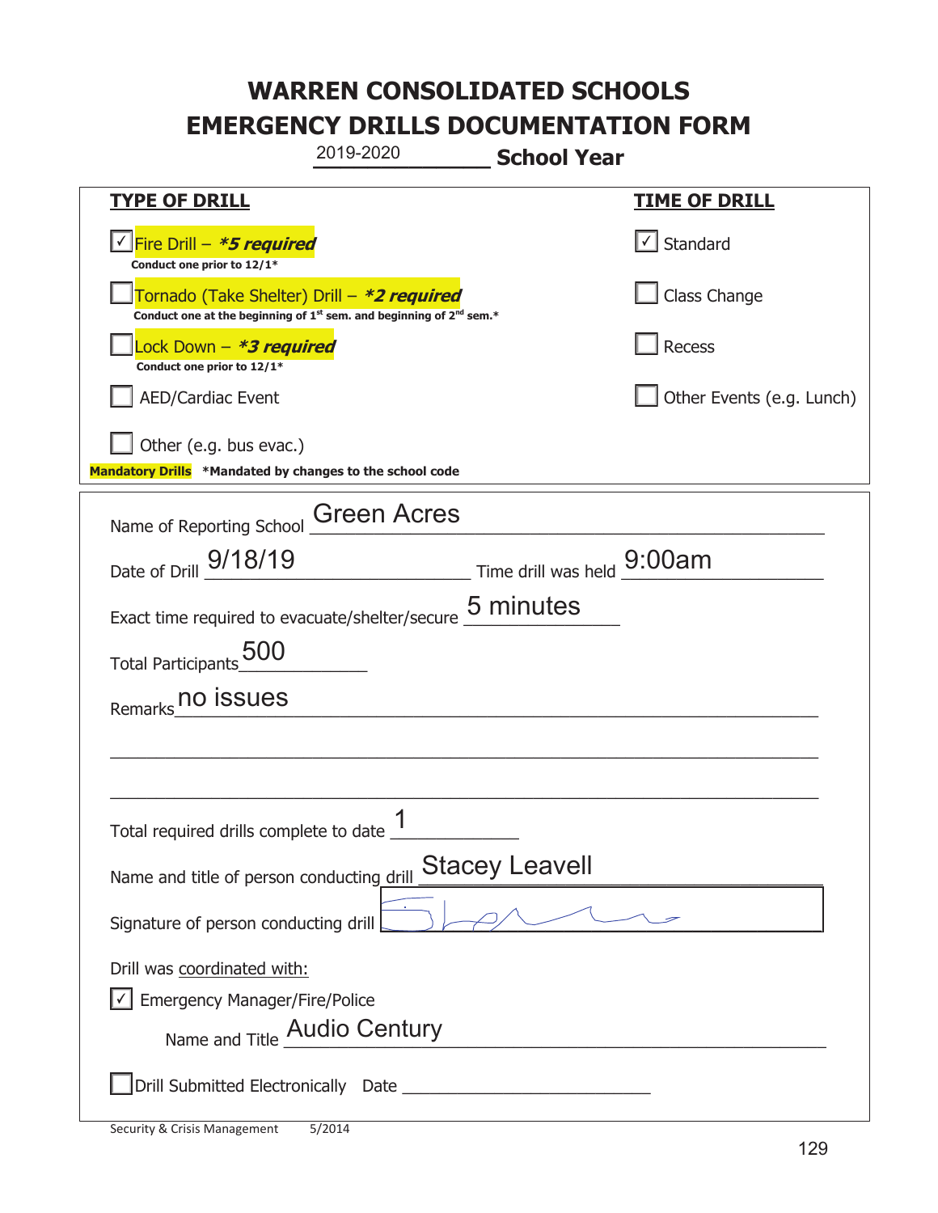# WARREN CONSOLIDATED SCHOOLS
# EMERGENCY DRILLS DOCUMENTATION FORM

2019-2020 **School Year**

| **TYPE OF DRILL** | **TIME OF DRILL** |
|---|---|
| ☑ Fire Drill – ***5 required*** <br> **Conduct one prior to 12/1*** | ☑ Standard |
| ☐ Tornado (Take Shelter) Drill – ***2 required*** <br> **Conduct one at the beginning of 1st sem. and beginning of 2nd sem.*** | ☐ Class Change |
| ☐ Lock Down – ***3 required*** <br> **Conduct one prior to 12/1*** | ☐ Recess |
| ☐ AED/Cardiac Event | ☐ Other Events (e.g. Lunch) |
| ☐ Other (e.g. bus evac.) | |

**Mandatory Drills** ***Mandated by changes to the school code**

Name of Reporting School: Green Acres

Date of Drill: 9/18/19 Time drill was held: 9:00am

Exact time required to evacuate/shelter/secure: 5 minutes

Total Participants: 500

Remarks: no issues

Total required drills complete to date: 1

Name and title of person conducting drill: Stacey Leavell

Signature of person conducting drill: [signature]

Drill was coordinated with:

☑ Emergency Manager/Fire/Police

Name and Title: Audio Century

☐ Drill Submitted Electronically Date ____________

Security & Crisis Management 5/2014